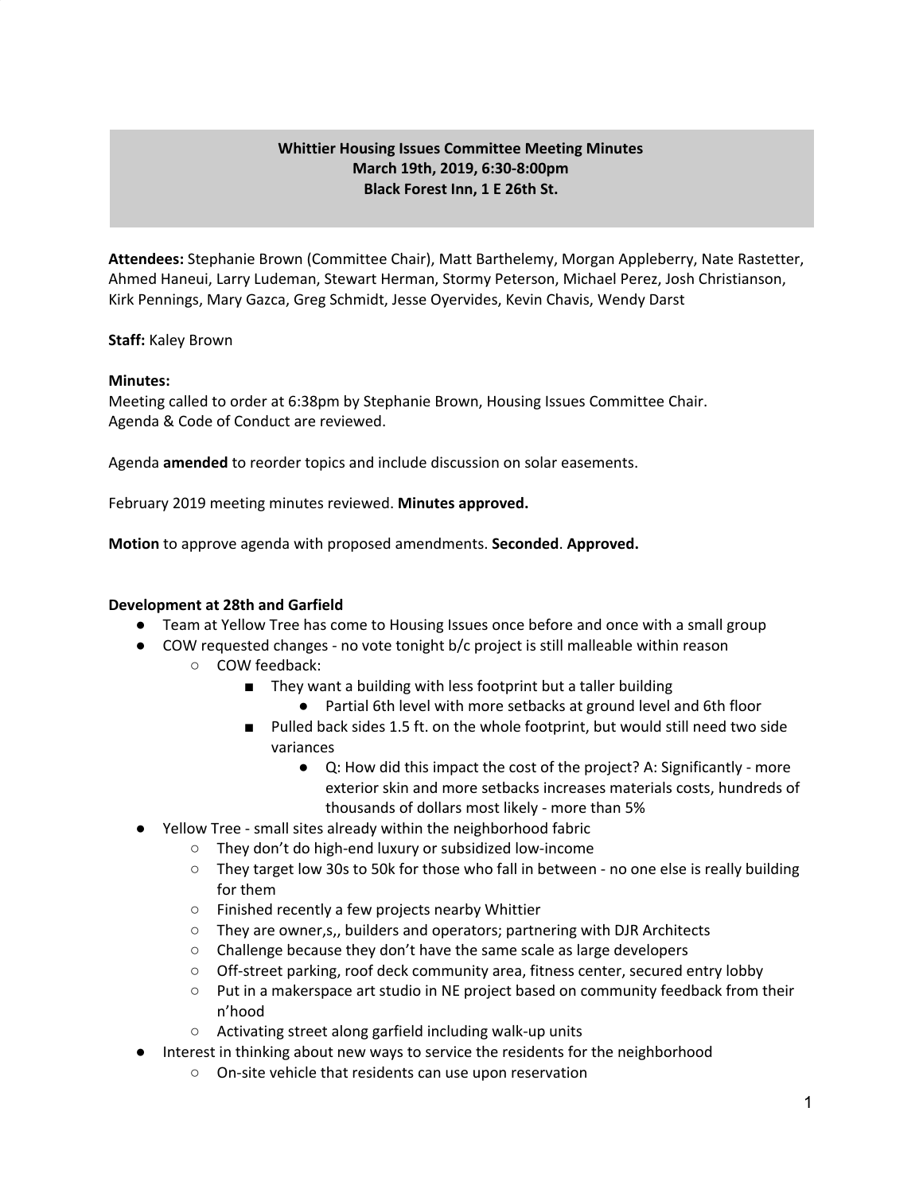**Whittier Housing Issues Committee Meeting Minutes**
**March 19th, 2019, 6:30-8:00pm**
**Black Forest Inn, 1 E 26th St.**

**Attendees:** Stephanie Brown (Committee Chair), Matt Barthelemy, Morgan Appleberry, Nate Rastetter, Ahmed Haneui, Larry Ludeman, Stewart Herman, Stormy Peterson, Michael Perez, Josh Christianson, Kirk Pennings, Mary Gazca, Greg Schmidt, Jesse Oyervides, Kevin Chavis, Wendy Darst

**Staff:** Kaley Brown

**Minutes:**
Meeting called to order at 6:38pm by Stephanie Brown, Housing Issues Committee Chair.
Agenda & Code of Conduct are reviewed.

Agenda **amended** to reorder topics and include discussion on solar easements.

February 2019 meeting minutes reviewed. **Minutes approved.**

**Motion** to approve agenda with proposed amendments. **Seconded**. **Approved.**

**Development at 28th and Garfield**

- Team at Yellow Tree has come to Housing Issues once before and once with a small group
- COW requested changes - no vote tonight b/c project is still malleable within reason
    - COW feedback:
        - They want a building with less footprint but a taller building
            - Partial 6th level with more setbacks at ground level and 6th floor
        - Pulled back sides 1.5 ft. on the whole footprint, but would still need two side variances
            - Q: How did this impact the cost of the project? A: Significantly - more exterior skin and more setbacks increases materials costs, hundreds of thousands of dollars most likely - more than 5%
- Yellow Tree - small sites already within the neighborhood fabric
    - They don't do high-end luxury or subsidized low-income
    - They target low 30s to 50k for those who fall in between - no one else is really building for them
    - Finished recently a few projects nearby Whittier
    - They are owner,s,, builders and operators; partnering with DJR Architects
    - Challenge because they don't have the same scale as large developers
    - Off-street parking, roof deck community area, fitness center, secured entry lobby
    - Put in a makerspace art studio in NE project based on community feedback from their n'hood
    - Activating street along garfield including walk-up units
- Interest in thinking about new ways to service the residents for the neighborhood
    - On-site vehicle that residents can use upon reservation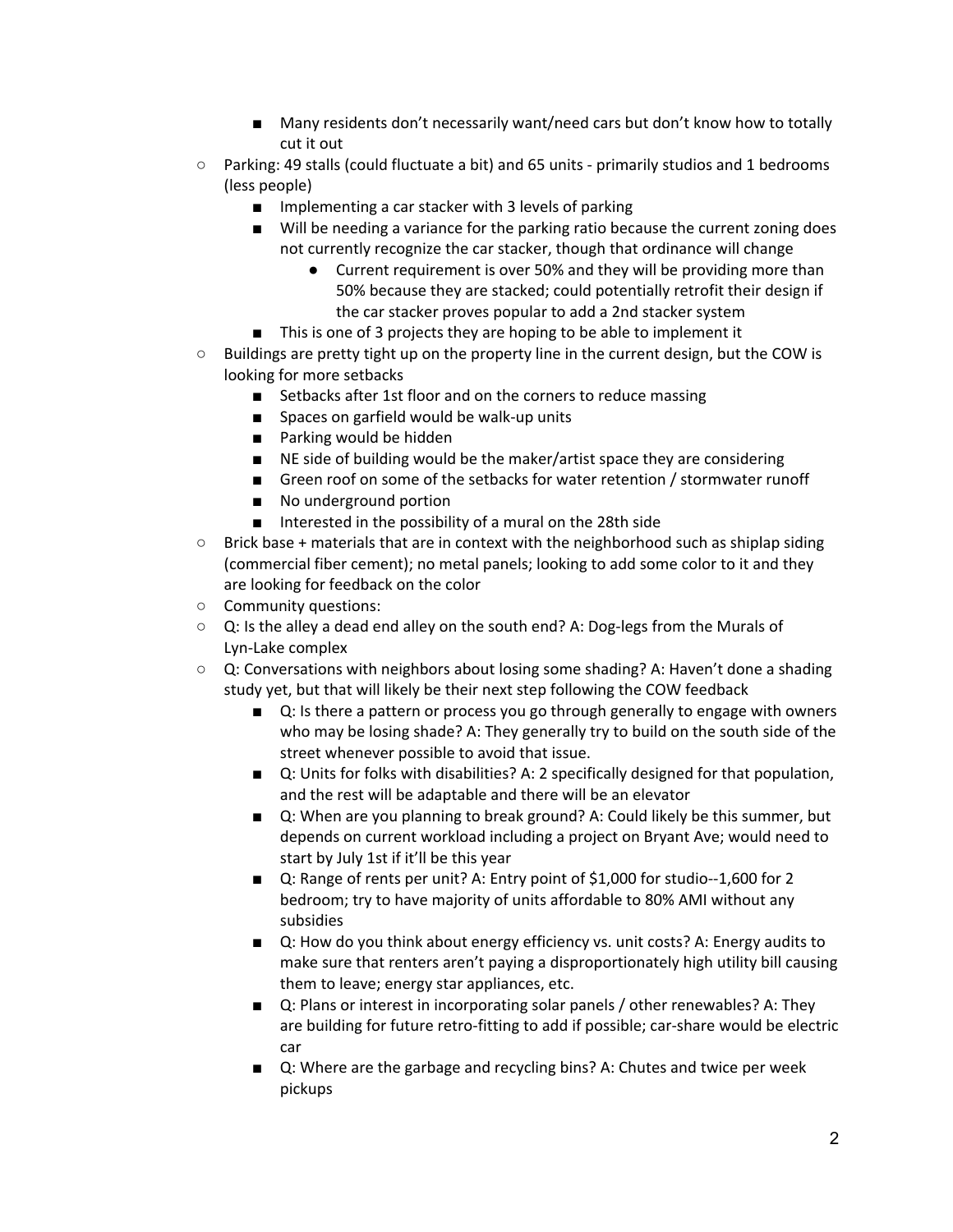- Many residents don't necessarily want/need cars but don't know how to totally cut it out
    - Parking: 49 stalls (could fluctuate a bit) and 65 units - primarily studios and 1 bedrooms (less people)
        - Implementing a car stacker with 3 levels of parking
        - Will be needing a variance for the parking ratio because the current zoning does not currently recognize the car stacker, though that ordinance will change
            - Current requirement is over 50% and they will be providing more than 50% because they are stacked; could potentially retrofit their design if the car stacker proves popular to add a 2nd stacker system
        - This is one of 3 projects they are hoping to be able to implement it
    - Buildings are pretty tight up on the property line in the current design, but the COW is looking for more setbacks
        - Setbacks after 1st floor and on the corners to reduce massing
        - Spaces on garfield would be walk-up units
        - Parking would be hidden
        - NE side of building would be the maker/artist space they are considering
        - Green roof on some of the setbacks for water retention / stormwater runoff
        - No underground portion
        - Interested in the possibility of a mural on the 28th side
    - Brick base + materials that are in context with the neighborhood such as shiplap siding (commercial fiber cement); no metal panels; looking to add some color to it and they are looking for feedback on the color
    - Community questions:
    - Q: Is the alley a dead end alley on the south end? A: Dog-legs from the Murals of Lyn-Lake complex
    - Q: Conversations with neighbors about losing some shading? A: Haven't done a shading study yet, but that will likely be their next step following the COW feedback
        - Q: Is there a pattern or process you go through generally to engage with owners who may be losing shade? A: They generally try to build on the south side of the street whenever possible to avoid that issue.
        - Q: Units for folks with disabilities? A: 2 specifically designed for that population, and the rest will be adaptable and there will be an elevator
        - Q: When are you planning to break ground? A: Could likely be this summer, but depends on current workload including a project on Bryant Ave; would need to start by July 1st if it'll be this year
        - Q: Range of rents per unit? A: Entry point of $1,000 for studio--1,600 for 2 bedroom; try to have majority of units affordable to 80% AMI without any subsidies
        - Q: How do you think about energy efficiency vs. unit costs? A: Energy audits to make sure that renters aren't paying a disproportionately high utility bill causing them to leave; energy star appliances, etc.
        - Q: Plans or interest in incorporating solar panels / other renewables? A: They are building for future retro-fitting to add if possible; car-share would be electric car
        - Q: Where are the garbage and recycling bins? A: Chutes and twice per week pickups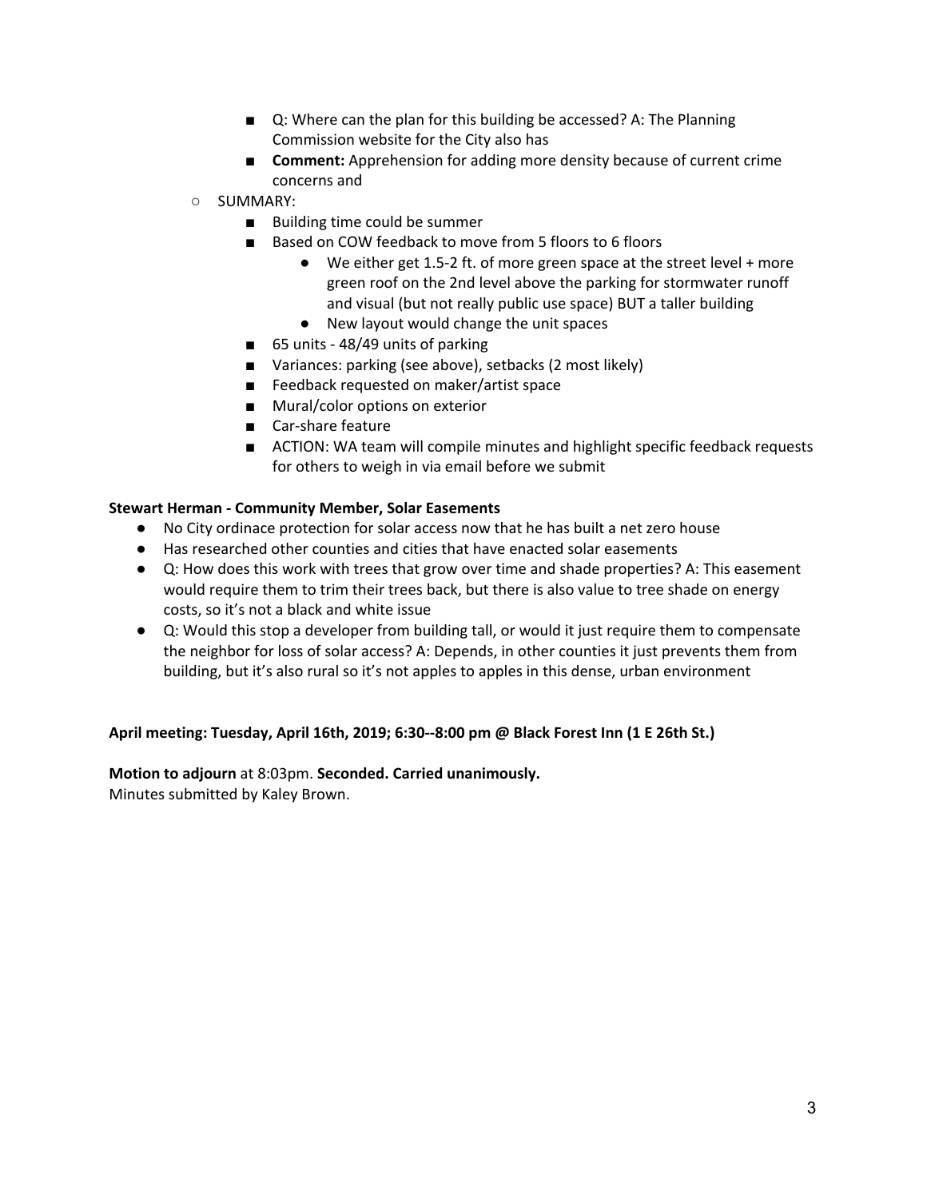- Q: Where can the plan for this building be accessed? A: The Planning Commission website for the City also has
        - **Comment:** Apprehension for adding more density because of current crime concerns and
    - SUMMARY:
        - Building time could be summer
        - Based on COW feedback to move from 5 floors to 6 floors
            - We either get 1.5-2 ft. of more green space at the street level + more green roof on the 2nd level above the parking for stormwater runoff and visual (but not really public use space) BUT a taller building
            - New layout would change the unit spaces
        - 65 units - 48/49 units of parking
        - Variances: parking (see above), setbacks (2 most likely)
        - Feedback requested on maker/artist space
        - Mural/color options on exterior
        - Car-share feature
        - ACTION: WA team will compile minutes and highlight specific feedback requests for others to weigh in via email before we submit

**Stewart Herman - Community Member, Solar Easements**

- No City ordinace protection for solar access now that he has built a net zero house
- Has researched other counties and cities that have enacted solar easements
- Q: How does this work with trees that grow over time and shade properties? A: This easement would require them to trim their trees back, but there is also value to tree shade on energy costs, so it's not a black and white issue
- Q: Would this stop a developer from building tall, or would it just require them to compensate the neighbor for loss of solar access? A: Depends, in other counties it just prevents them from building, but it's also rural so it's not apples to apples in this dense, urban environment

**April meeting: Tuesday, April 16th, 2019; 6:30--8:00 pm @ Black Forest Inn (1 E 26th St.)**

**Motion to adjourn** at 8:03pm. **Seconded. Carried unanimously.**
Minutes submitted by Kaley Brown.